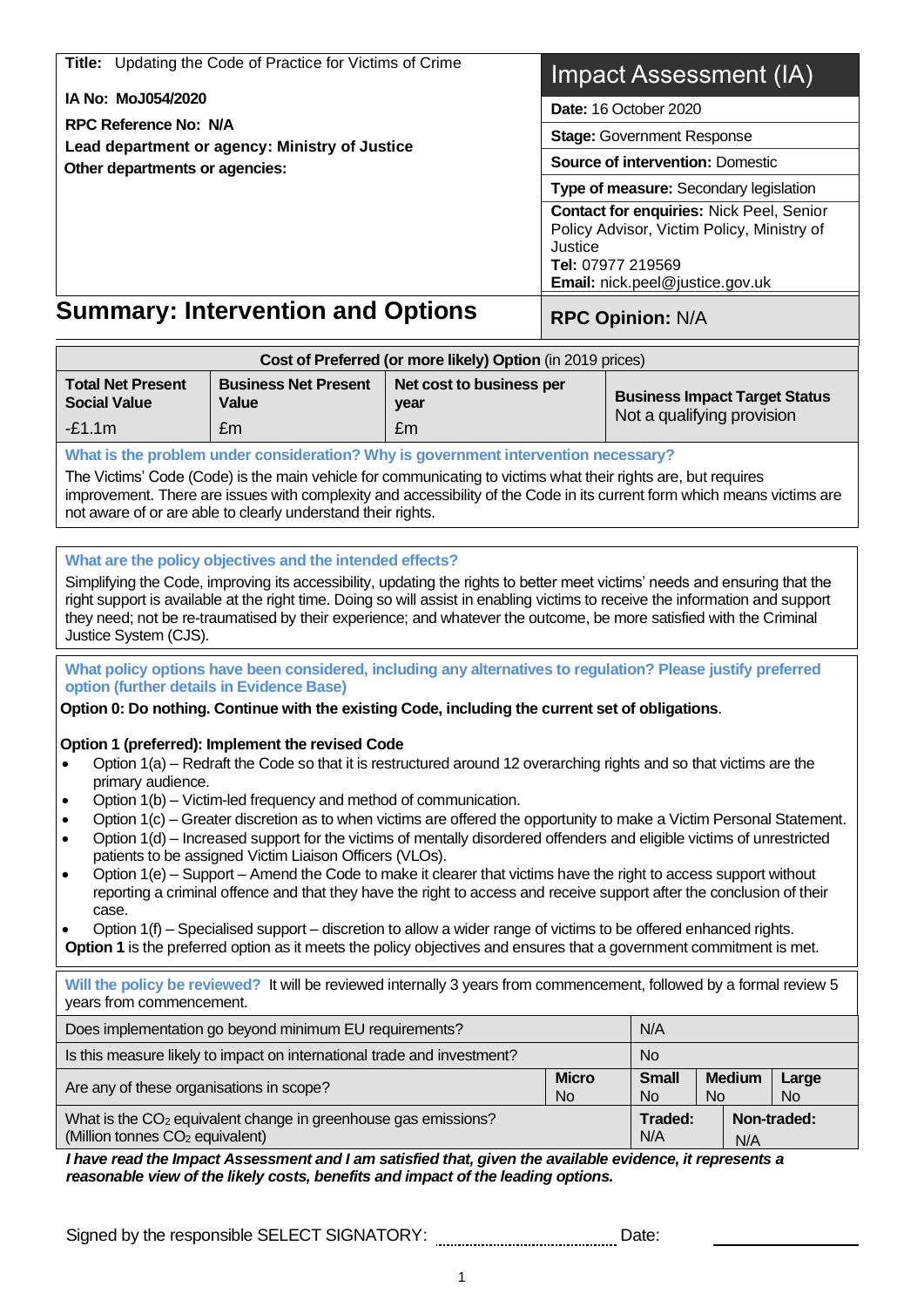**Title:** Updating the Code of Practice for Victims of Crime

**IA No: MoJ054/2020**

**RPC Reference No: N/A**

**Lead department or agency: Ministry of Justice**

**Other departments or agencies:**

# Impact Assessment (IA)

**Date:** 16 October 2020

**Stage:** Government Response

**Source of intervention:** Domestic

**Type of measure:** Secondary legislation

**Contact for enquiries:** Nick Peel, Senior Policy Advisor, Victim Policy, Ministry of Justice
**Tel:** 07977 219569
**Email:** nick.peel@justice.gov.uk

## Summary: Intervention and Options

**RPC Opinion:** N/A

| **Cost of Preferred (or more likely) Option** (in 2019 prices) | | | |
|---|---|---|---|
| **Total Net Present Social Value** | **Business Net Present Value** | **Net cost to business per year** | **Business Impact Target Status** Not a qualifying provision |
| -£1.1m | £m | £m | |

**What is the problem under consideration? Why is government intervention necessary?**

The Victims' Code (Code) is the main vehicle for communicating to victims what their rights are, but requires improvement. There are issues with complexity and accessibility of the Code in its current form which means victims are not aware of or are able to clearly understand their rights.

**What are the policy objectives and the intended effects?**

Simplifying the Code, improving its accessibility, updating the rights to better meet victims' needs and ensuring that the right support is available at the right time. Doing so will assist in enabling victims to receive the information and support they need; not be re-traumatised by their experience; and whatever the outcome, be more satisfied with the Criminal Justice System (CJS).

**What policy options have been considered, including any alternatives to regulation? Please justify preferred option (further details in Evidence Base)**

**Option 0: Do nothing. Continue with the existing Code, including the current set of obligations**.

**Option 1 (preferred): Implement the revised Code**

- Option 1(a) – Redraft the Code so that it is restructured around 12 overarching rights and so that victims are the primary audience.
- Option 1(b) – Victim-led frequency and method of communication.
- Option 1(c) – Greater discretion as to when victims are offered the opportunity to make a Victim Personal Statement.
- Option 1(d) – Increased support for the victims of mentally disordered offenders and eligible victims of unrestricted patients to be assigned Victim Liaison Officers (VLOs).
- Option 1(e) – Support – Amend the Code to make it clearer that victims have the right to access support without reporting a criminal offence and that they have the right to access and receive support after the conclusion of their case.
- Option 1(f) – Specialised support – discretion to allow a wider range of victims to be offered enhanced rights.

**Option 1** is the preferred option as it meets the policy objectives and ensures that a government commitment is met.

**Will the policy be reviewed?** It will be reviewed internally 3 years from commencement, followed by a formal review 5 years from commencement.

| | | | | | |
|---|---|---|---|---|---|
| Does implementation go beyond minimum EU requirements? | | N/A | | | |
| Is this measure likely to impact on international trade and investment? | | No | | | |
| Are any of these organisations in scope? | **Micro** No | **Small** No | **Medium** No | **Large** No | |
| What is the $CO_2$ equivalent change in greenhouse gas emissions? (Million tonnes $CO_2$ equivalent) | | **Traded:** N/A | **Non-traded:** N/A | | |

***I have read the Impact Assessment and I am satisfied that, given the available evidence, it represents a reasonable view of the likely costs, benefits and impact of the leading options.***

Signed by the responsible SELECT SIGNATORY: .................................. Date: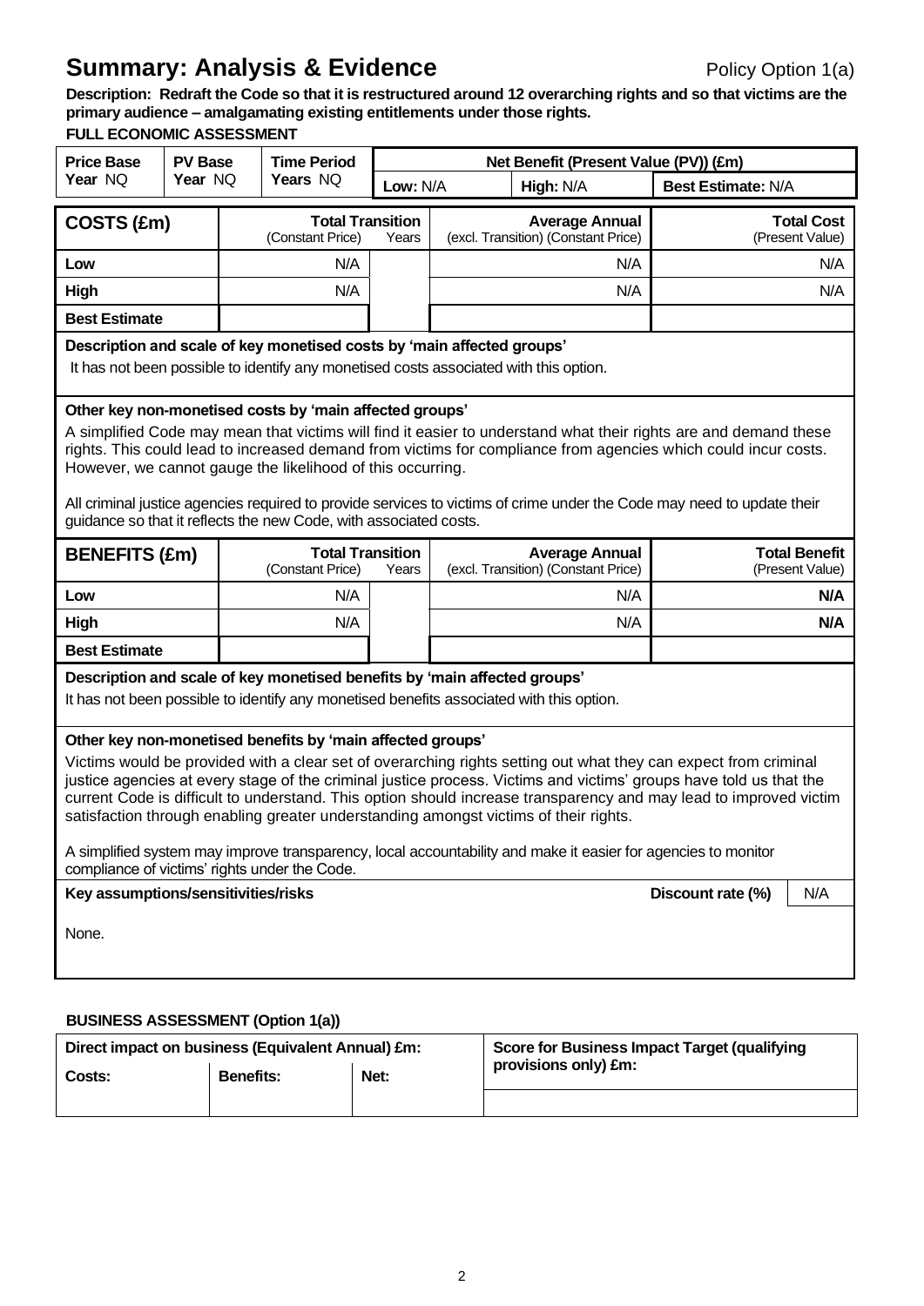# Summary: Analysis & Evidence

Policy Option 1(a)

**Description: Redraft the Code so that it is restructured around 12 overarching rights and so that victims are the primary audience – amalgamating existing entitlements under those rights.**

**FULL ECONOMIC ASSESSMENT**

| Price Base Year NQ | PV Base Year NQ | Time Period Years NQ | Net Benefit (Present Value (PV)) (£m) | | |
|---|---|---|---|---|---|
| | | | Low: N/A | High: N/A | Best Estimate: N/A |

| COSTS (£m) | Total Transition (Constant Price) | Years | Average Annual (excl. Transition) (Constant Price) | Total Cost (Present Value) |
|---|---|---|---|---|
| Low | N/A | | N/A | N/A |
| High | N/A | | N/A | N/A |
| Best Estimate | | | | |

**Description and scale of key monetised costs by 'main affected groups'**

It has not been possible to identify any monetised costs associated with this option.

**Other key non-monetised costs by 'main affected groups'**

A simplified Code may mean that victims will find it easier to understand what their rights are and demand these rights. This could lead to increased demand from victims for compliance from agencies which could incur costs. However, we cannot gauge the likelihood of this occurring.

All criminal justice agencies required to provide services to victims of crime under the Code may need to update their guidance so that it reflects the new Code, with associated costs.

| BENEFITS (£m) | Total Transition (Constant Price) | Years | Average Annual (excl. Transition) (Constant Price) | Total Benefit (Present Value) |
|---|---|---|---|---|
| Low | N/A | | N/A | **N/A** |
| High | N/A | | N/A | **N/A** |
| Best Estimate | | | | |

**Description and scale of key monetised benefits by 'main affected groups'**

It has not been possible to identify any monetised benefits associated with this option.

**Other key non-monetised benefits by 'main affected groups'**

Victims would be provided with a clear set of overarching rights setting out what they can expect from criminal justice agencies at every stage of the criminal justice process. Victims and victims' groups have told us that the current Code is difficult to understand. This option should increase transparency and may lead to improved victim satisfaction through enabling greater understanding amongst victims of their rights.

A simplified system may improve transparency, local accountability and make it easier for agencies to monitor compliance of victims' rights under the Code.

**Key assumptions/sensitivities/risks** — **Discount rate (%)**: N/A

None.

**BUSINESS ASSESSMENT (Option 1(a))**

| Direct impact on business (Equivalent Annual) £m: | | | Score for Business Impact Target (qualifying provisions only) £m: |
|---|---|---|---|
| Costs: | Benefits: | Net: | |
| | | | |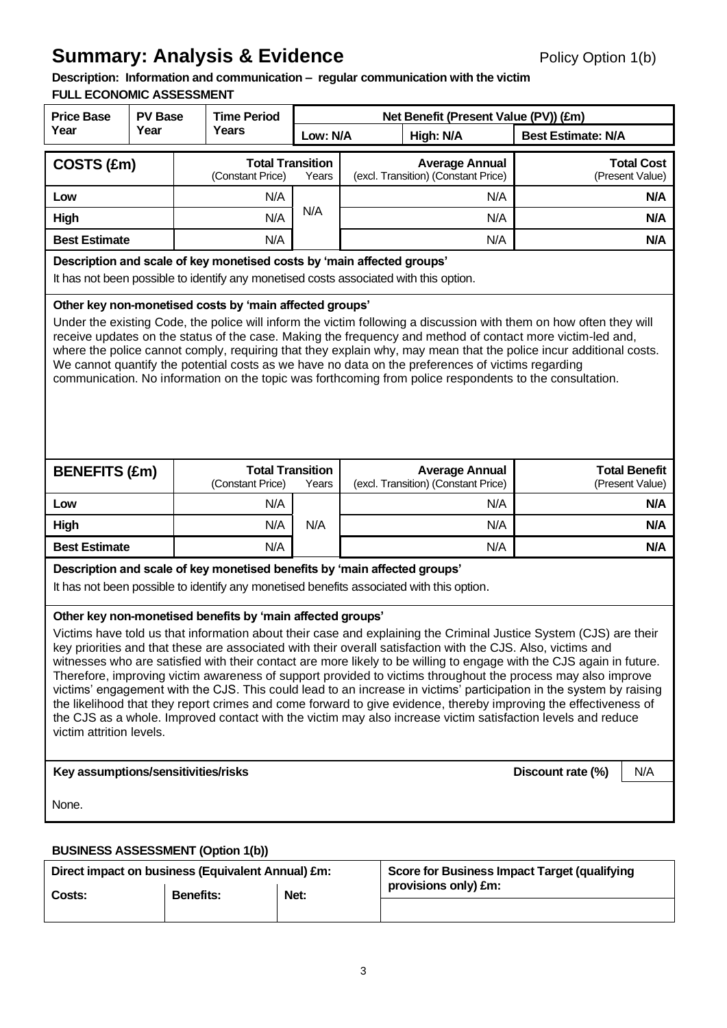# Summary: Analysis & Evidence

Policy Option 1(b)

**Description: Information and communication – regular communication with the victim**

**FULL ECONOMIC ASSESSMENT**

| Price Base Year | PV Base Year | Time Period Years | Net Benefit (Present Value (PV)) (£m) | | |
|---|---|---|---|---|---|
| | | | Low: N/A | High: N/A | Best Estimate: N/A |

| COSTS (£m) | Total Transition (Constant Price) | Years | Average Annual (excl. Transition) (Constant Price) | Total Cost (Present Value) |
|---|---|---|---|---|
| Low | N/A | N/A | N/A | N/A |
| High | N/A | | N/A | N/A |
| Best Estimate | N/A | | N/A | N/A |

**Description and scale of key monetised costs by 'main affected groups'**

It has not been possible to identify any monetised costs associated with this option.

**Other key non-monetised costs by 'main affected groups'**

Under the existing Code, the police will inform the victim following a discussion with them on how often they will receive updates on the status of the case. Making the frequency and method of contact more victim-led and, where the police cannot comply, requiring that they explain why, may mean that the police incur additional costs. We cannot quantify the potential costs as we have no data on the preferences of victims regarding communication. No information on the topic was forthcoming from police respondents to the consultation.

| BENEFITS (£m) | Total Transition (Constant Price) | Years | Average Annual (excl. Transition) (Constant Price) | Total Benefit (Present Value) |
|---|---|---|---|---|
| Low | N/A | N/A | N/A | N/A |
| High | N/A | | N/A | N/A |
| Best Estimate | N/A | | N/A | N/A |

**Description and scale of key monetised benefits by 'main affected groups'**

It has not been possible to identify any monetised benefits associated with this option.

**Other key non-monetised benefits by 'main affected groups'**

Victims have told us that information about their case and explaining the Criminal Justice System (CJS) are their key priorities and that these are associated with their overall satisfaction with the CJS. Also, victims and witnesses who are satisfied with their contact are more likely to be willing to engage with the CJS again in future. Therefore, improving victim awareness of support provided to victims throughout the process may also improve victims' engagement with the CJS. This could lead to an increase in victims' participation in the system by raising the likelihood that they report crimes and come forward to give evidence, thereby improving the effectiveness of the CJS as a whole. Improved contact with the victim may also increase victim satisfaction levels and reduce victim attrition levels.

**Key assumptions/sensitivities/risks** — **Discount rate (%)**: N/A

None.

**BUSINESS ASSESSMENT (Option 1(b))**

| Direct impact on business (Equivalent Annual) £m: | | | Score for Business Impact Target (qualifying provisions only) £m: |
|---|---|---|---|
| Costs: | Benefits: | Net: | |
| | | | |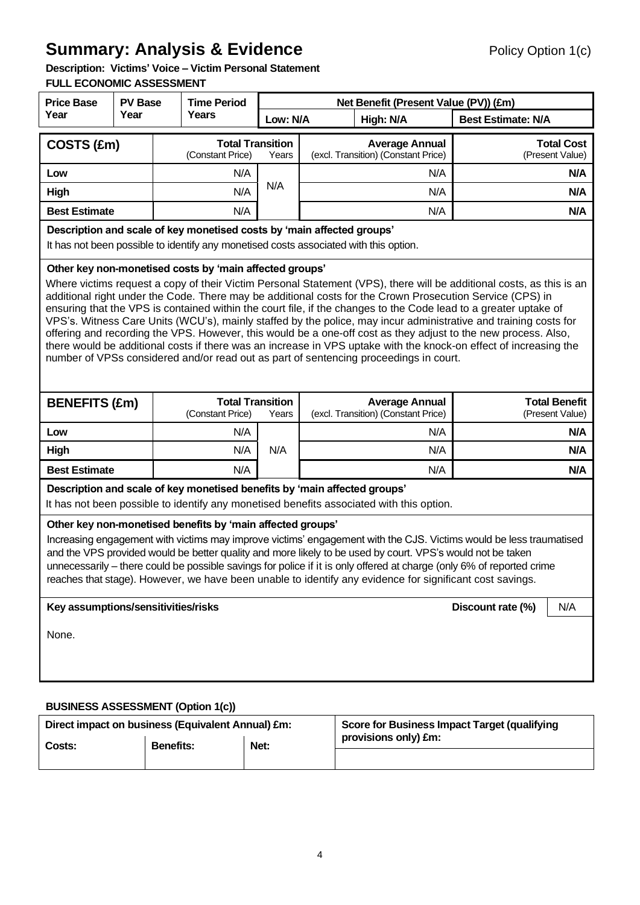# Summary: Analysis & Evidence

Policy Option 1(c)

**Description: Victims' Voice – Victim Personal Statement**

**FULL ECONOMIC ASSESSMENT**

| Price Base Year | PV Base Year | Time Period Years | Net Benefit (Present Value (PV)) (£m) | | |
|---|---|---|---|---|---|
| | | | Low: N/A | High: N/A | Best Estimate: N/A |

| COSTS (£m) | Total Transition (Constant Price) | Years | Average Annual (excl. Transition) (Constant Price) | Total Cost (Present Value) |
|---|---|---|---|---|
| Low | N/A | N/A | N/A | N/A |
| High | N/A | | N/A | N/A |
| Best Estimate | N/A | | N/A | N/A |

**Description and scale of key monetised costs by 'main affected groups'**

It has not been possible to identify any monetised costs associated with this option.

**Other key non-monetised costs by 'main affected groups'**

Where victims request a copy of their Victim Personal Statement (VPS), there will be additional costs, as this is an additional right under the Code. There may be additional costs for the Crown Prosecution Service (CPS) in ensuring that the VPS is contained within the court file, if the changes to the Code lead to a greater uptake of VPS's. Witness Care Units (WCU's), mainly staffed by the police, may incur administrative and training costs for offering and recording the VPS. However, this would be a one-off cost as they adjust to the new process. Also, there would be additional costs if there was an increase in VPS uptake with the knock-on effect of increasing the number of VPSs considered and/or read out as part of sentencing proceedings in court.

| BENEFITS (£m) | Total Transition (Constant Price) | Years | Average Annual (excl. Transition) (Constant Price) | Total Benefit (Present Value) |
|---|---|---|---|---|
| Low | N/A | N/A | N/A | N/A |
| High | N/A | | N/A | N/A |
| Best Estimate | N/A | | N/A | N/A |

**Description and scale of key monetised benefits by 'main affected groups'**

It has not been possible to identify any monetised benefits associated with this option.

**Other key non-monetised benefits by 'main affected groups'**

Increasing engagement with victims may improve victims' engagement with the CJS. Victims would be less traumatised and the VPS provided would be better quality and more likely to be used by court. VPS's would not be taken unnecessarily – there could be possible savings for police if it is only offered at charge (only 6% of reported crime reaches that stage). However, we have been unable to identify any evidence for significant cost savings.

**Key assumptions/sensitivities/risks** — **Discount rate (%)**: N/A

None.

**BUSINESS ASSESSMENT (Option 1(c))**

| Direct impact on business (Equivalent Annual) £m: | | | Score for Business Impact Target (qualifying provisions only) £m: |
|---|---|---|---|
| Costs: | Benefits: | Net: | |
| | | | |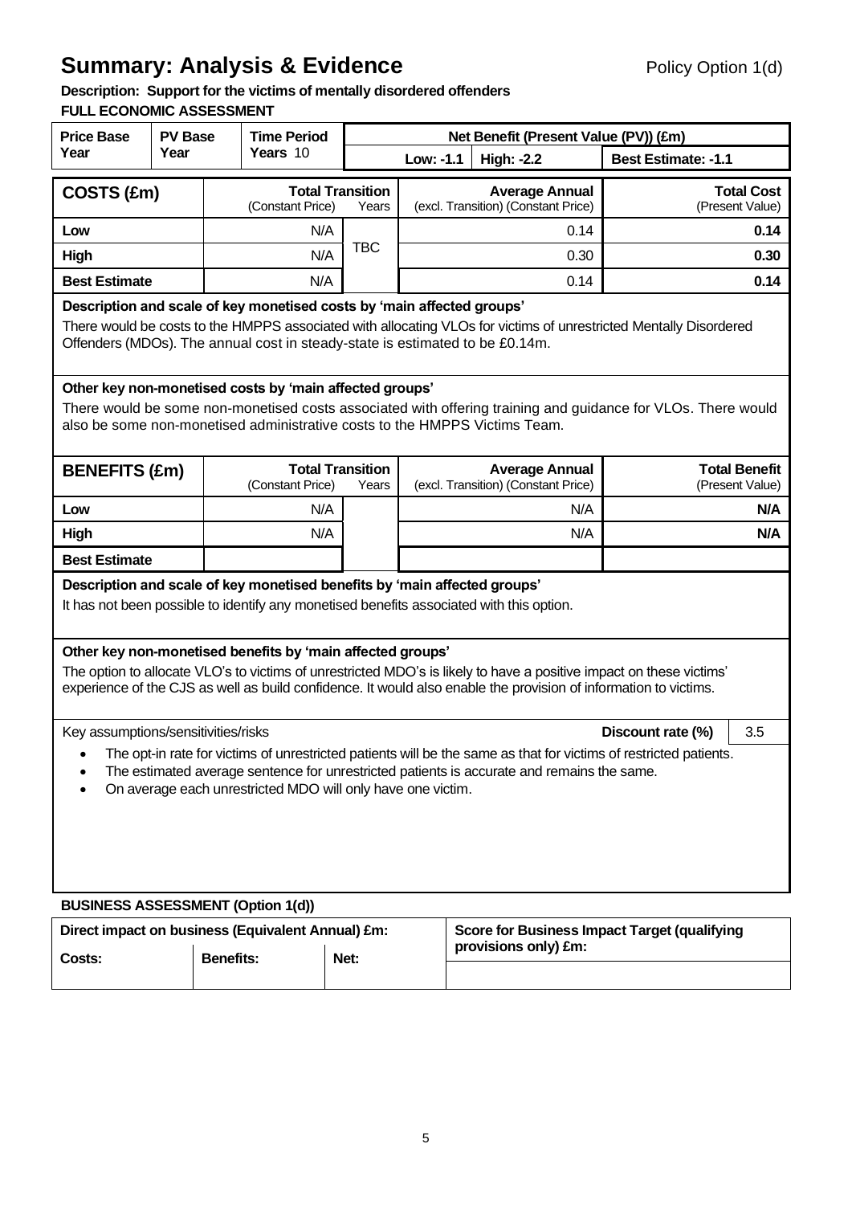# Summary: Analysis & Evidence

Policy Option 1(d)

**Description: Support for the victims of mentally disordered offenders**

**FULL ECONOMIC ASSESSMENT**

| Price Base Year | PV Base Year | Time Period Years 10 | Net Benefit (Present Value (PV)) (£m) | | |
|---|---|---|---|---|---|
| | | | Low: -1.1 | High: -2.2 | Best Estimate: -1.1 |

| COSTS (£m) | Total Transition (Constant Price) | Years | Average Annual (excl. Transition) (Constant Price) | Total Cost (Present Value) |
|---|---|---|---|---|
| Low | N/A | TBC | 0.14 | 0.14 |
| High | N/A | | 0.30 | 0.30 |
| Best Estimate | N/A | | 0.14 | 0.14 |

**Description and scale of key monetised costs by 'main affected groups'**

There would be costs to the HMPPS associated with allocating VLOs for victims of unrestricted Mentally Disordered Offenders (MDOs). The annual cost in steady-state is estimated to be £0.14m.

**Other key non-monetised costs by 'main affected groups'**

There would be some non-monetised costs associated with offering training and guidance for VLOs. There would also be some non-monetised administrative costs to the HMPPS Victims Team.

| BENEFITS (£m) | Total Transition (Constant Price) | Years | Average Annual (excl. Transition) (Constant Price) | Total Benefit (Present Value) |
|---|---|---|---|---|
| Low | N/A | | N/A | N/A |
| High | N/A | | N/A | N/A |
| Best Estimate | | | | |

**Description and scale of key monetised benefits by 'main affected groups'**

It has not been possible to identify any monetised benefits associated with this option.

**Other key non-monetised benefits by 'main affected groups'**

The option to allocate VLO's to victims of unrestricted MDO's is likely to have a positive impact on these victims' experience of the CJS as well as build confidence. It would also enable the provision of information to victims.

Key assumptions/sensitivities/risks **Discount rate (%)** 3.5

- The opt-in rate for victims of unrestricted patients will be the same as that for victims of restricted patients.
- The estimated average sentence for unrestricted patients is accurate and remains the same.
- On average each unrestricted MDO will only have one victim.

**BUSINESS ASSESSMENT (Option 1(d))**

| Direct impact on business (Equivalent Annual) £m: | | | Score for Business Impact Target (qualifying provisions only) £m: |
|---|---|---|---|
| Costs: | Benefits: | Net: | |
| | | | |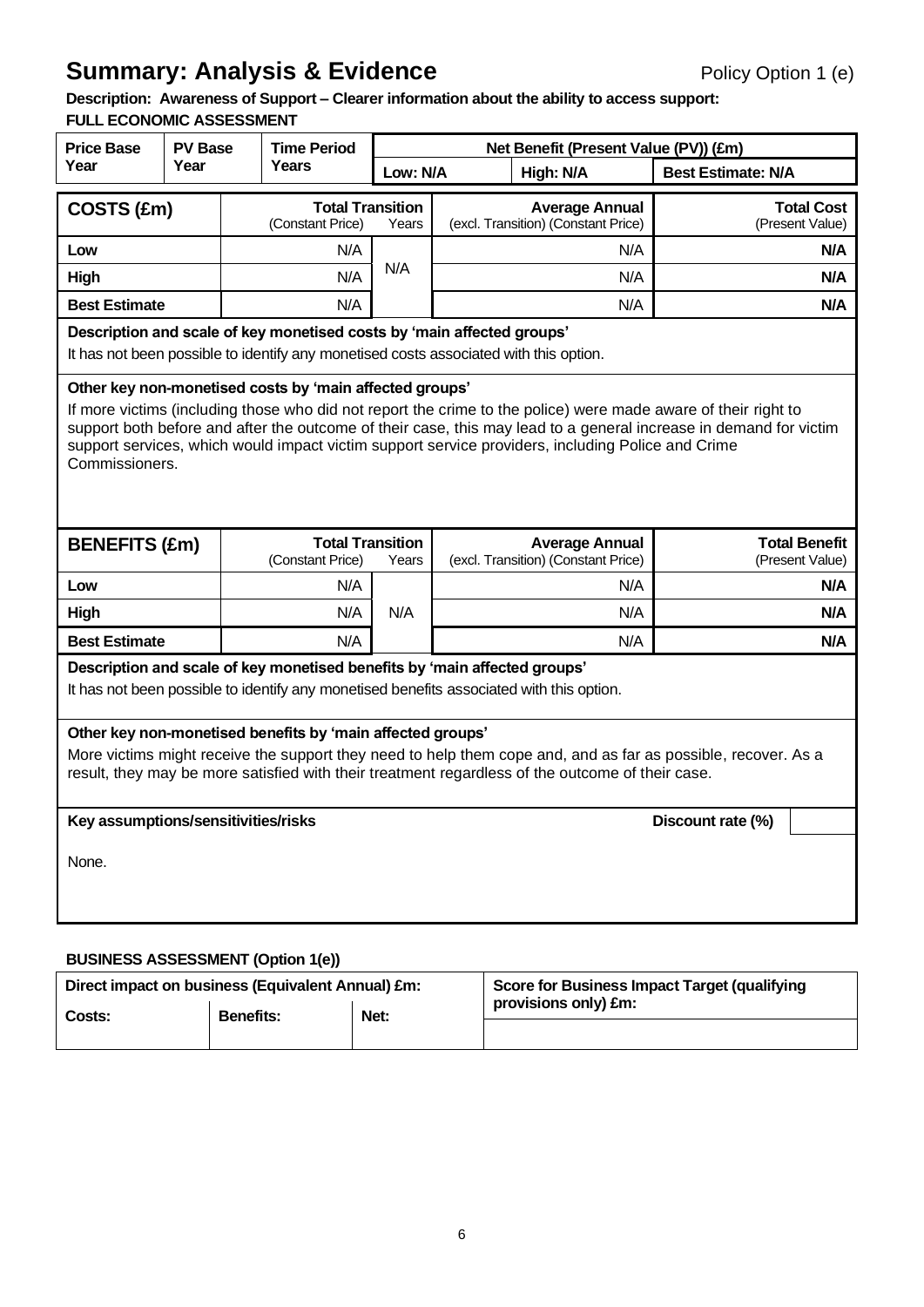# Summary: Analysis & Evidence

Policy Option 1 (e)

**Description: Awareness of Support – Clearer information about the ability to access support:**

**FULL ECONOMIC ASSESSMENT**

| Price Base Year | PV Base Year | Time Period Years | Net Benefit (Present Value (PV)) (£m) | | |
|---|---|---|---|---|---|
| | | | Low: N/A | High: N/A | Best Estimate: N/A |

| COSTS (£m) | Total Transition (Constant Price) | Years | Average Annual (excl. Transition) (Constant Price) | Total Cost (Present Value) |
|---|---|---|---|---|
| Low | N/A | N/A | N/A | **N/A** |
| High | N/A | | N/A | **N/A** |
| Best Estimate | N/A | | N/A | **N/A** |

**Description and scale of key monetised costs by 'main affected groups'**

It has not been possible to identify any monetised costs associated with this option.

**Other key non-monetised costs by 'main affected groups'**

If more victims (including those who did not report the crime to the police) were made aware of their right to support both before and after the outcome of their case, this may lead to a general increase in demand for victim support services, which would impact victim support service providers, including Police and Crime Commissioners.

| BENEFITS (£m) | Total Transition (Constant Price) | Years | Average Annual (excl. Transition) (Constant Price) | Total Benefit (Present Value) |
|---|---|---|---|---|
| Low | N/A | N/A | N/A | **N/A** |
| High | N/A | | N/A | **N/A** |
| Best Estimate | N/A | | N/A | **N/A** |

**Description and scale of key monetised benefits by 'main affected groups'**

It has not been possible to identify any monetised benefits associated with this option.

**Other key non-monetised benefits by 'main affected groups'**

More victims might receive the support they need to help them cope and, and as far as possible, recover. As a result, they may be more satisfied with their treatment regardless of the outcome of their case.

**Key assumptions/sensitivities/risks** | **Discount rate (%)**

None.

**BUSINESS ASSESSMENT (Option 1(e))**

| Direct impact on business (Equivalent Annual) £m: | | | Score for Business Impact Target (qualifying provisions only) £m: |
|---|---|---|---|
| Costs: | Benefits: | Net: | |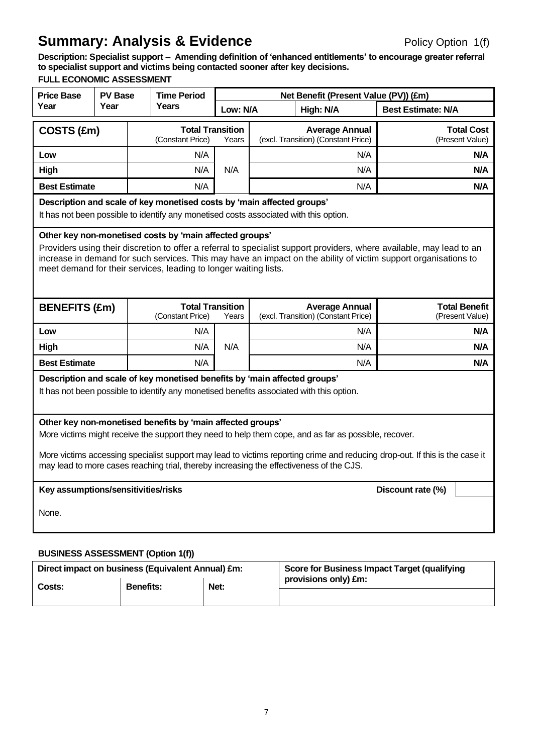# Summary: Analysis & Evidence

Policy Option 1(f)

**Description: Specialist support – Amending definition of 'enhanced entitlements' to encourage greater referral to specialist support and victims being contacted sooner after key decisions.**

**FULL ECONOMIC ASSESSMENT**

| Price Base Year | PV Base Year | Time Period Years | Net Benefit (Present Value (PV)) (£m) | | |
|---|---|---|---|---|---|
| | | | Low: N/A | High: N/A | Best Estimate: N/A |

| COSTS (£m) | Total Transition (Constant Price) | Years | Average Annual (excl. Transition) (Constant Price) | Total Cost (Present Value) |
|---|---|---|---|---|
| Low | N/A | N/A | N/A | **N/A** |
| High | N/A | | N/A | **N/A** |
| Best Estimate | N/A | | N/A | **N/A** |

**Description and scale of key monetised costs by 'main affected groups'**

It has not been possible to identify any monetised costs associated with this option.

**Other key non-monetised costs by 'main affected groups'**

Providers using their discretion to offer a referral to specialist support providers, where available, may lead to an increase in demand for such services. This may have an impact on the ability of victim support organisations to meet demand for their services, leading to longer waiting lists.

| BENEFITS (£m) | Total Transition (Constant Price) | Years | Average Annual (excl. Transition) (Constant Price) | Total Benefit (Present Value) |
|---|---|---|---|---|
| Low | N/A | N/A | N/A | **N/A** |
| High | N/A | | N/A | **N/A** |
| Best Estimate | N/A | | N/A | **N/A** |

**Description and scale of key monetised benefits by 'main affected groups'**

It has not been possible to identify any monetised benefits associated with this option.

**Other key non-monetised benefits by 'main affected groups'**

More victims might receive the support they need to help them cope, and as far as possible, recover.

More victims accessing specialist support may lead to victims reporting crime and reducing drop-out. If this is the case it may lead to more cases reaching trial, thereby increasing the effectiveness of the CJS.

**Key assumptions/sensitivities/risks** **Discount rate (%)**

None.

**BUSINESS ASSESSMENT (Option 1(f))**

| Direct impact on business (Equivalent Annual) £m: | | | Score for Business Impact Target (qualifying provisions only) £m: |
|---|---|---|---|
| Costs: | Benefits: | Net: | |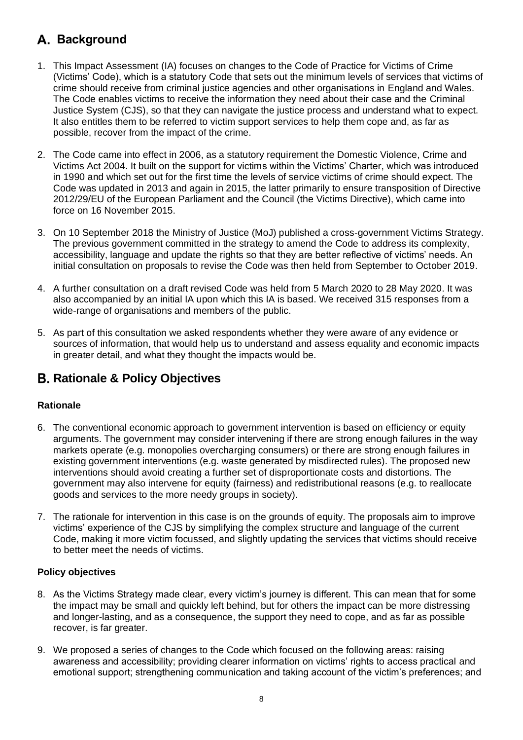## A. Background

1. This Impact Assessment (IA) focuses on changes to the Code of Practice for Victims of Crime (Victims' Code), which is a statutory Code that sets out the minimum levels of services that victims of crime should receive from criminal justice agencies and other organisations in England and Wales. The Code enables victims to receive the information they need about their case and the Criminal Justice System (CJS), so that they can navigate the justice process and understand what to expect. It also entitles them to be referred to victim support services to help them cope and, as far as possible, recover from the impact of the crime.

2. The Code came into effect in 2006, as a statutory requirement the Domestic Violence, Crime and Victims Act 2004. It built on the support for victims within the Victims' Charter, which was introduced in 1990 and which set out for the first time the levels of service victims of crime should expect. The Code was updated in 2013 and again in 2015, the latter primarily to ensure transposition of Directive 2012/29/EU of the European Parliament and the Council (the Victims Directive), which came into force on 16 November 2015.

3. On 10 September 2018 the Ministry of Justice (MoJ) published a cross-government Victims Strategy. The previous government committed in the strategy to amend the Code to address its complexity, accessibility, language and update the rights so that they are better reflective of victims' needs. An initial consultation on proposals to revise the Code was then held from September to October 2019.

4. A further consultation on a draft revised Code was held from 5 March 2020 to 28 May 2020. It was also accompanied by an initial IA upon which this IA is based. We received 315 responses from a wide-range of organisations and members of the public.

5. As part of this consultation we asked respondents whether they were aware of any evidence or sources of information, that would help us to understand and assess equality and economic impacts in greater detail, and what they thought the impacts would be.

## B. Rationale & Policy Objectives

### Rationale

6. The conventional economic approach to government intervention is based on efficiency or equity arguments. The government may consider intervening if there are strong enough failures in the way markets operate (e.g. monopolies overcharging consumers) or there are strong enough failures in existing government interventions (e.g. waste generated by misdirected rules). The proposed new interventions should avoid creating a further set of disproportionate costs and distortions. The government may also intervene for equity (fairness) and redistributional reasons (e.g. to reallocate goods and services to the more needy groups in society).

7. The rationale for intervention in this case is on the grounds of equity. The proposals aim to improve victims' experience of the CJS by simplifying the complex structure and language of the current Code, making it more victim focussed, and slightly updating the services that victims should receive to better meet the needs of victims.

### Policy objectives

8. As the Victims Strategy made clear, every victim's journey is different. This can mean that for some the impact may be small and quickly left behind, but for others the impact can be more distressing and longer-lasting, and as a consequence, the support they need to cope, and as far as possible recover, is far greater.

9. We proposed a series of changes to the Code which focused on the following areas: raising awareness and accessibility; providing clearer information on victims' rights to access practical and emotional support; strengthening communication and taking account of the victim's preferences; and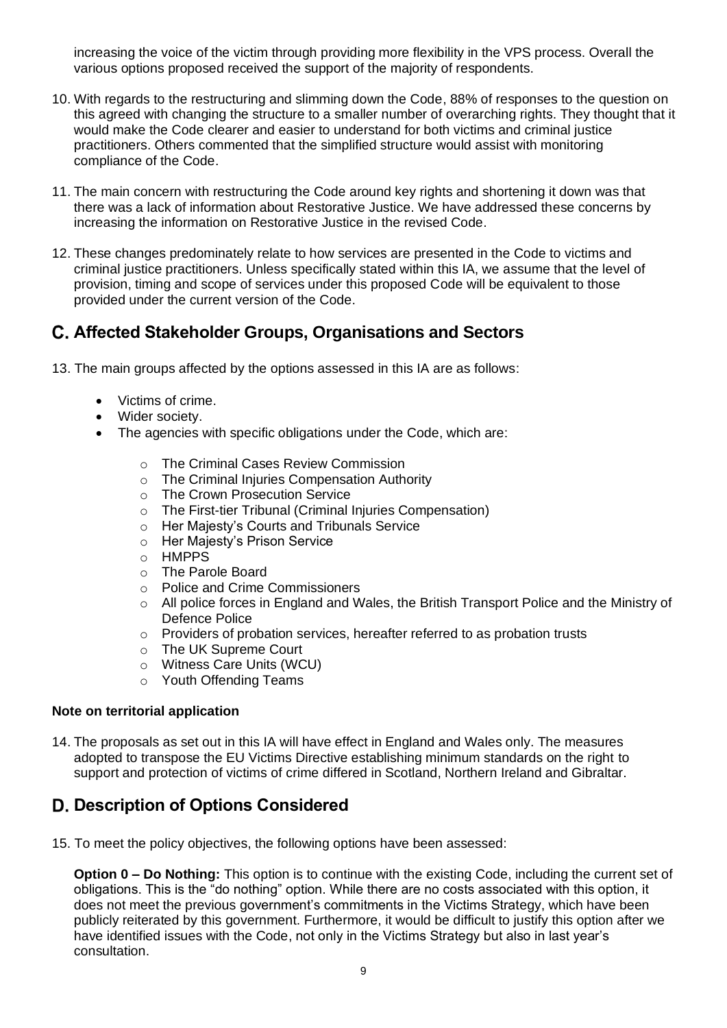increasing the voice of the victim through providing more flexibility in the VPS process. Overall the various options proposed received the support of the majority of respondents.

10. With regards to the restructuring and slimming down the Code, 88% of responses to the question on this agreed with changing the structure to a smaller number of overarching rights. They thought that it would make the Code clearer and easier to understand for both victims and criminal justice practitioners. Others commented that the simplified structure would assist with monitoring compliance of the Code.

11. The main concern with restructuring the Code around key rights and shortening it down was that there was a lack of information about Restorative Justice. We have addressed these concerns by increasing the information on Restorative Justice in the revised Code.

12. These changes predominately relate to how services are presented in the Code to victims and criminal justice practitioners. Unless specifically stated within this IA, we assume that the level of provision, timing and scope of services under this proposed Code will be equivalent to those provided under the current version of the Code.

## C. Affected Stakeholder Groups, Organisations and Sectors

13. The main groups affected by the options assessed in this IA are as follows:

- Victims of crime.
- Wider society.
- The agencies with specific obligations under the Code, which are:
  - The Criminal Cases Review Commission
  - The Criminal Injuries Compensation Authority
  - The Crown Prosecution Service
  - The First-tier Tribunal (Criminal Injuries Compensation)
  - Her Majesty's Courts and Tribunals Service
  - Her Majesty's Prison Service
  - HMPPS
  - The Parole Board
  - Police and Crime Commissioners
  - All police forces in England and Wales, the British Transport Police and the Ministry of Defence Police
  - Providers of probation services, hereafter referred to as probation trusts
  - The UK Supreme Court
  - Witness Care Units (WCU)
  - Youth Offending Teams

**Note on territorial application**

14. The proposals as set out in this IA will have effect in England and Wales only. The measures adopted to transpose the EU Victims Directive establishing minimum standards on the right to support and protection of victims of crime differed in Scotland, Northern Ireland and Gibraltar.

## D. Description of Options Considered

15. To meet the policy objectives, the following options have been assessed:

**Option 0 – Do Nothing:** This option is to continue with the existing Code, including the current set of obligations. This is the "do nothing" option. While there are no costs associated with this option, it does not meet the previous government's commitments in the Victims Strategy, which have been publicly reiterated by this government. Furthermore, it would be difficult to justify this option after we have identified issues with the Code, not only in the Victims Strategy but also in last year's consultation.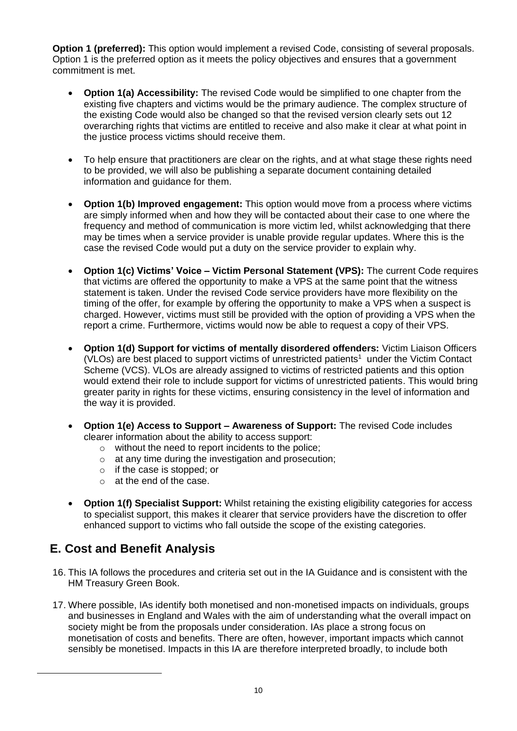**Option 1 (preferred):** This option would implement a revised Code, consisting of several proposals. Option 1 is the preferred option as it meets the policy objectives and ensures that a government commitment is met.

- **Option 1(a) Accessibility:** The revised Code would be simplified to one chapter from the existing five chapters and victims would be the primary audience. The complex structure of the existing Code would also be changed so that the revised version clearly sets out 12 overarching rights that victims are entitled to receive and also make it clear at what point in the justice process victims should receive them.

- To help ensure that practitioners are clear on the rights, and at what stage these rights need to be provided, we will also be publishing a separate document containing detailed information and guidance for them.

- **Option 1(b) Improved engagement:** This option would move from a process where victims are simply informed when and how they will be contacted about their case to one where the frequency and method of communication is more victim led, whilst acknowledging that there may be times when a service provider is unable provide regular updates. Where this is the case the revised Code would put a duty on the service provider to explain why.

- **Option 1(c) Victims' Voice – Victim Personal Statement (VPS):** The current Code requires that victims are offered the opportunity to make a VPS at the same point that the witness statement is taken. Under the revised Code service providers have more flexibility on the timing of the offer, for example by offering the opportunity to make a VPS when a suspect is charged. However, victims must still be provided with the option of providing a VPS when the report a crime. Furthermore, victims would now be able to request a copy of their VPS.

- **Option 1(d) Support for victims of mentally disordered offenders:** Victim Liaison Officers (VLOs) are best placed to support victims of unrestricted patients[1] under the Victim Contact Scheme (VCS). VLOs are already assigned to victims of restricted patients and this option would extend their role to include support for victims of unrestricted patients. This would bring greater parity in rights for these victims, ensuring consistency in the level of information and the way it is provided.

- **Option 1(e) Access to Support – Awareness of Support:** The revised Code includes clearer information about the ability to access support:
  - without the need to report incidents to the police;
  - at any time during the investigation and prosecution;
  - if the case is stopped; or
  - at the end of the case.

- **Option 1(f) Specialist Support:** Whilst retaining the existing eligibility categories for access to specialist support, this makes it clearer that service providers have the discretion to offer enhanced support to victims who fall outside the scope of the existing categories.

## E. Cost and Benefit Analysis

16. This IA follows the procedures and criteria set out in the IA Guidance and is consistent with the HM Treasury Green Book.

17. Where possible, IAs identify both monetised and non-monetised impacts on individuals, groups and businesses in England and Wales with the aim of understanding what the overall impact on society might be from the proposals under consideration. IAs place a strong focus on monetisation of costs and benefits. There are often, however, important impacts which cannot sensibly be monetised. Impacts in this IA are therefore interpreted broadly, to include both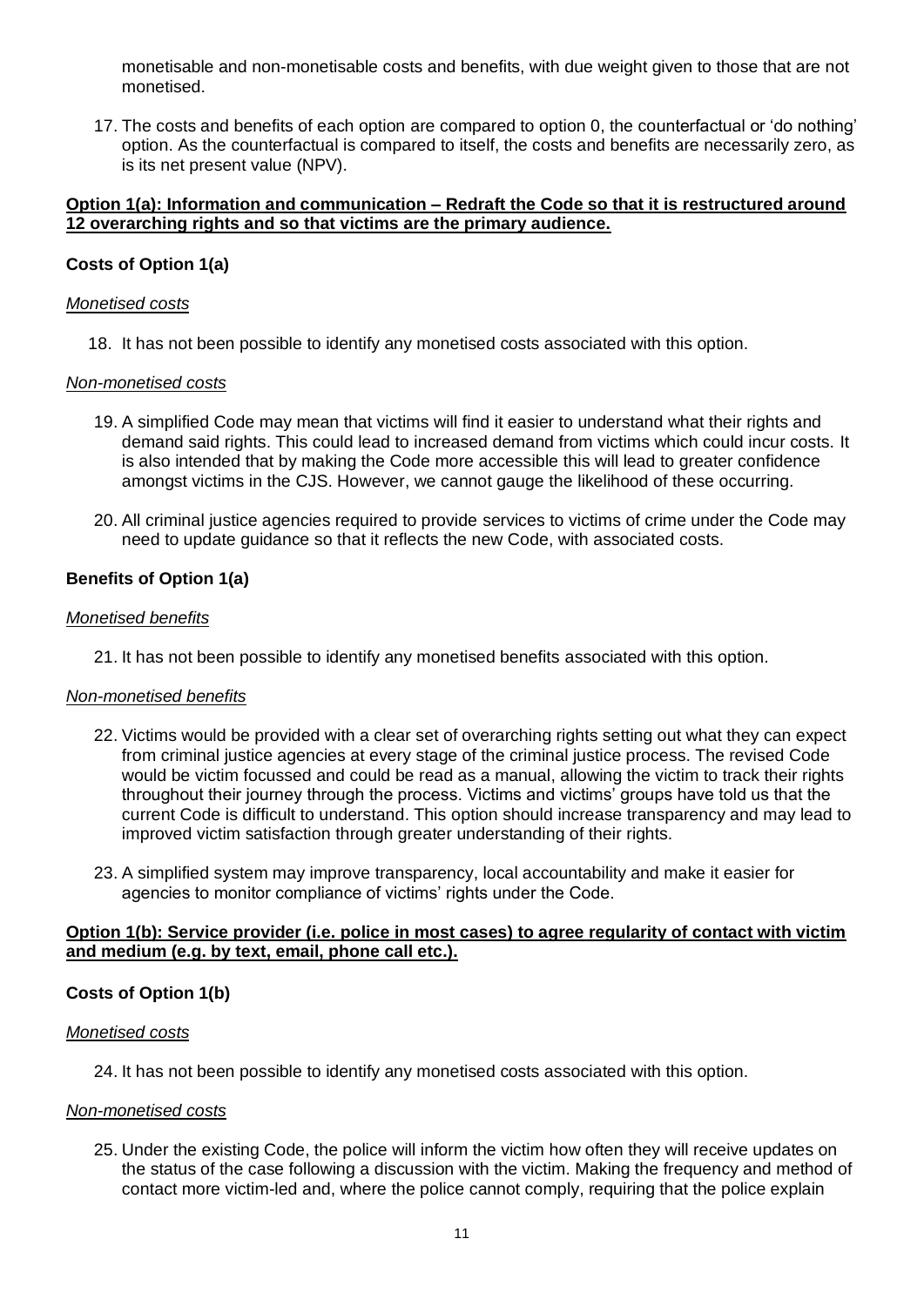monetisable and non-monetisable costs and benefits, with due weight given to those that are not monetised.

17. The costs and benefits of each option are compared to option 0, the counterfactual or 'do nothing' option. As the counterfactual is compared to itself, the costs and benefits are necessarily zero, as is its net present value (NPV).

**Option 1(a): Information and communication – Redraft the Code so that it is restructured around 12 overarching rights and so that victims are the primary audience.**

**Costs of Option 1(a)**

*Monetised costs*

18. It has not been possible to identify any monetised costs associated with this option.

*Non-monetised costs*

19. A simplified Code may mean that victims will find it easier to understand what their rights and demand said rights. This could lead to increased demand from victims which could incur costs. It is also intended that by making the Code more accessible this will lead to greater confidence amongst victims in the CJS. However, we cannot gauge the likelihood of these occurring.

20. All criminal justice agencies required to provide services to victims of crime under the Code may need to update guidance so that it reflects the new Code, with associated costs.

**Benefits of Option 1(a)**

*Monetised benefits*

21. It has not been possible to identify any monetised benefits associated with this option.

*Non-monetised benefits*

22. Victims would be provided with a clear set of overarching rights setting out what they can expect from criminal justice agencies at every stage of the criminal justice process. The revised Code would be victim focussed and could be read as a manual, allowing the victim to track their rights throughout their journey through the process. Victims and victims' groups have told us that the current Code is difficult to understand. This option should increase transparency and may lead to improved victim satisfaction through greater understanding of their rights.

23. A simplified system may improve transparency, local accountability and make it easier for agencies to monitor compliance of victims' rights under the Code.

**Option 1(b): Service provider (i.e. police in most cases) to agree regularity of contact with victim and medium (e.g. by text, email, phone call etc.).**

**Costs of Option 1(b)**

*Monetised costs*

24. It has not been possible to identify any monetised costs associated with this option.

*Non-monetised costs*

25. Under the existing Code, the police will inform the victim how often they will receive updates on the status of the case following a discussion with the victim. Making the frequency and method of contact more victim-led and, where the police cannot comply, requiring that the police explain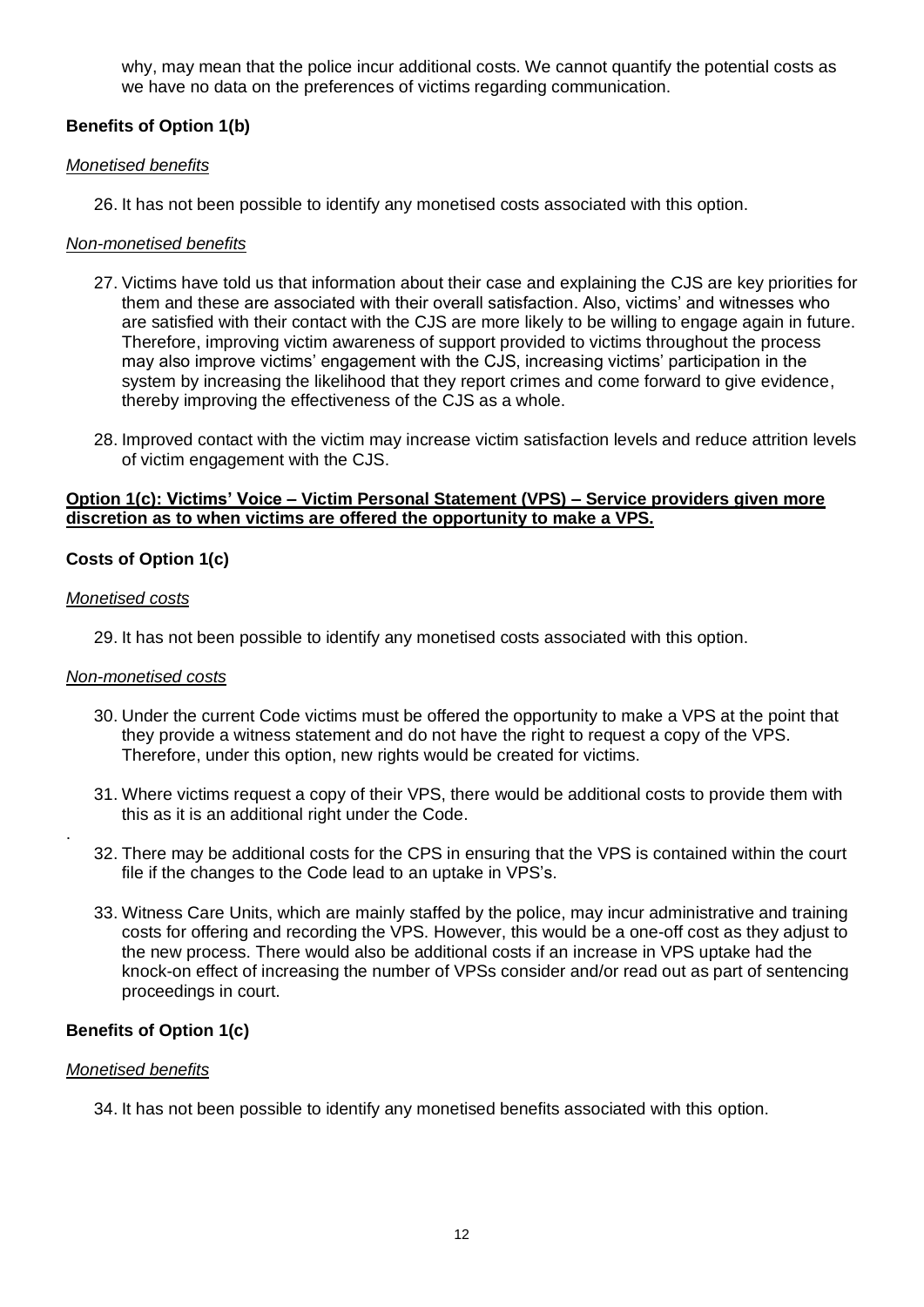why, may mean that the police incur additional costs. We cannot quantify the potential costs as we have no data on the preferences of victims regarding communication.

**Benefits of Option 1(b)**

*Monetised benefits*

26. It has not been possible to identify any monetised costs associated with this option.

*Non-monetised benefits*

27. Victims have told us that information about their case and explaining the CJS are key priorities for them and these are associated with their overall satisfaction. Also, victims' and witnesses who are satisfied with their contact with the CJS are more likely to be willing to engage again in future. Therefore, improving victim awareness of support provided to victims throughout the process may also improve victims' engagement with the CJS, increasing victims' participation in the system by increasing the likelihood that they report crimes and come forward to give evidence, thereby improving the effectiveness of the CJS as a whole.

28. Improved contact with the victim may increase victim satisfaction levels and reduce attrition levels of victim engagement with the CJS.

**Option 1(c): Victims' Voice – Victim Personal Statement (VPS) – Service providers given more discretion as to when victims are offered the opportunity to make a VPS.**

**Costs of Option 1(c)**

*Monetised costs*

29. It has not been possible to identify any monetised costs associated with this option.

*Non-monetised costs*

30. Under the current Code victims must be offered the opportunity to make a VPS at the point that they provide a witness statement and do not have the right to request a copy of the VPS. Therefore, under this option, new rights would be created for victims.

31. Where victims request a copy of their VPS, there would be additional costs to provide them with this as it is an additional right under the Code.

32. There may be additional costs for the CPS in ensuring that the VPS is contained within the court file if the changes to the Code lead to an uptake in VPS's.

33. Witness Care Units, which are mainly staffed by the police, may incur administrative and training costs for offering and recording the VPS. However, this would be a one-off cost as they adjust to the new process. There would also be additional costs if an increase in VPS uptake had the knock-on effect of increasing the number of VPSs consider and/or read out as part of sentencing proceedings in court.

**Benefits of Option 1(c)**

*Monetised benefits*

34. It has not been possible to identify any monetised benefits associated with this option.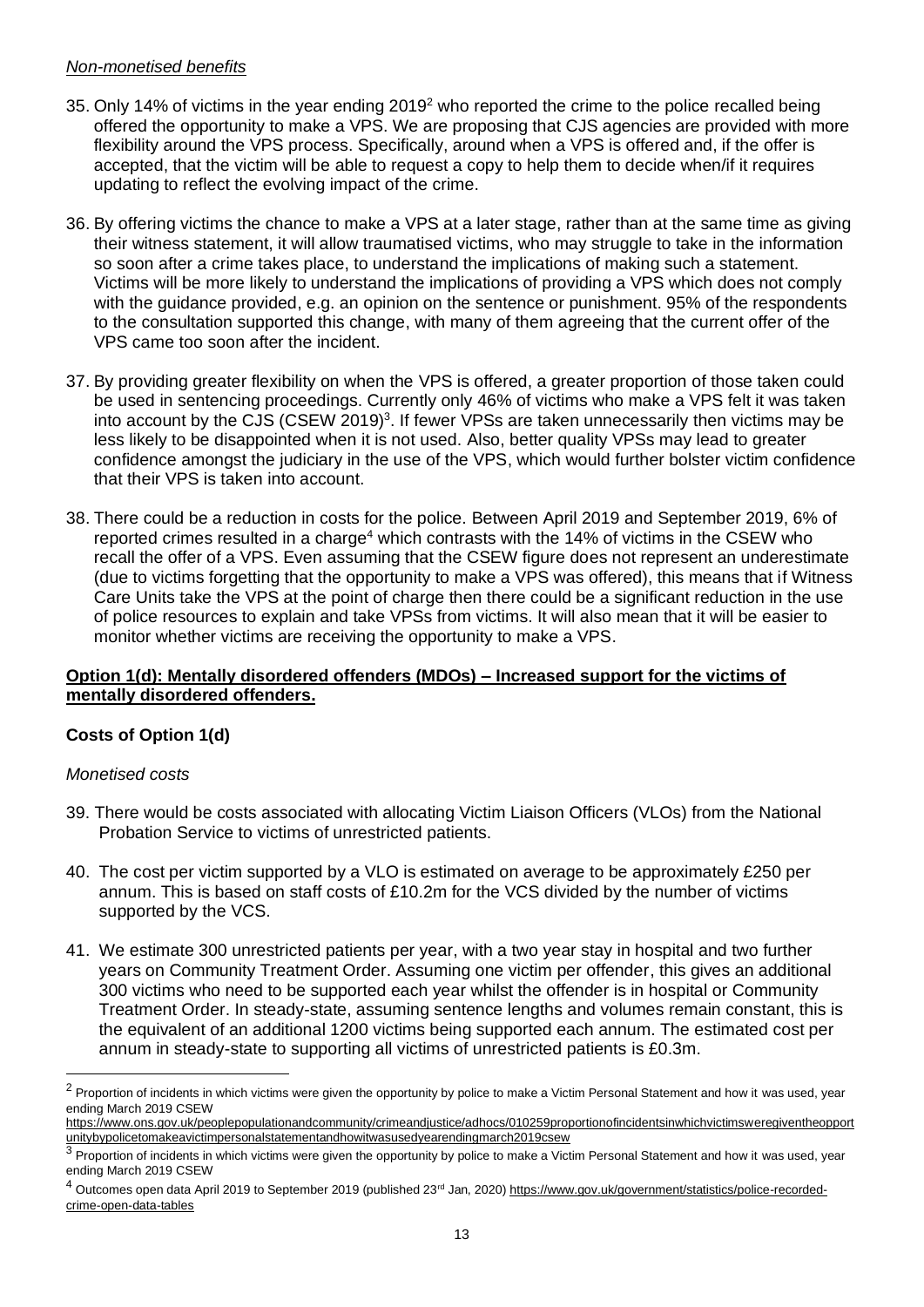*Non-monetised benefits*

35. Only 14% of victims in the year ending 2019[2] who reported the crime to the police recalled being offered the opportunity to make a VPS. We are proposing that CJS agencies are provided with more flexibility around the VPS process. Specifically, around when a VPS is offered and, if the offer is accepted, that the victim will be able to request a copy to help them to decide when/if it requires updating to reflect the evolving impact of the crime.

36. By offering victims the chance to make a VPS at a later stage, rather than at the same time as giving their witness statement, it will allow traumatised victims, who may struggle to take in the information so soon after a crime takes place, to understand the implications of making such a statement. Victims will be more likely to understand the implications of providing a VPS which does not comply with the guidance provided, e.g. an opinion on the sentence or punishment. 95% of the respondents to the consultation supported this change, with many of them agreeing that the current offer of the VPS came too soon after the incident.

37. By providing greater flexibility on when the VPS is offered, a greater proportion of those taken could be used in sentencing proceedings. Currently only 46% of victims who make a VPS felt it was taken into account by the CJS (CSEW 2019)[3]. If fewer VPSs are taken unnecessarily then victims may be less likely to be disappointed when it is not used. Also, better quality VPSs may lead to greater confidence amongst the judiciary in the use of the VPS, which would further bolster victim confidence that their VPS is taken into account.

38. There could be a reduction in costs for the police. Between April 2019 and September 2019, 6% of reported crimes resulted in a charge[4] which contrasts with the 14% of victims in the CSEW who recall the offer of a VPS. Even assuming that the CSEW figure does not represent an underestimate (due to victims forgetting that the opportunity to make a VPS was offered), this means that if Witness Care Units take the VPS at the point of charge then there could be a significant reduction in the use of police resources to explain and take VPSs from victims. It will also mean that it will be easier to monitor whether victims are receiving the opportunity to make a VPS.

**Option 1(d): Mentally disordered offenders (MDOs) – Increased support for the victims of mentally disordered offenders.**

**Costs of Option 1(d)**

*Monetised costs*

39. There would be costs associated with allocating Victim Liaison Officers (VLOs) from the National Probation Service to victims of unrestricted patients.

40. The cost per victim supported by a VLO is estimated on average to be approximately £250 per annum. This is based on staff costs of £10.2m for the VCS divided by the number of victims supported by the VCS.

41. We estimate 300 unrestricted patients per year, with a two year stay in hospital and two further years on Community Treatment Order. Assuming one victim per offender, this gives an additional 300 victims who need to be supported each year whilst the offender is in hospital or Community Treatment Order. In steady-state, assuming sentence lengths and volumes remain constant, this is the equivalent of an additional 1200 victims being supported each annum. The estimated cost per annum in steady-state to supporting all victims of unrestricted patients is £0.3m.

---

[2] Proportion of incidents in which victims were given the opportunity by police to make a Victim Personal Statement and how it was used, year ending March 2019 CSEW https://www.ons.gov.uk/peoplepopulationandcommunity/crimeandjustice/adhocs/010259proportionofincidentsinwhichvictimsweregiventheopportunitybypolicetomakeavictimpersonalstatementandhowitwasusedyearendingmarch2019csew

[3] Proportion of incidents in which victims were given the opportunity by police to make a Victim Personal Statement and how it was used, year ending March 2019 CSEW

[4] Outcomes open data April 2019 to September 2019 (published 23rd Jan, 2020) https://www.gov.uk/government/statistics/police-recorded-crime-open-data-tables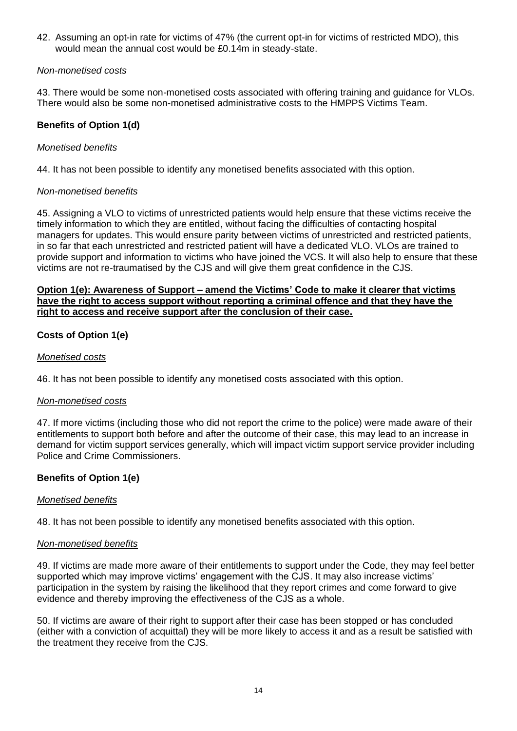42. Assuming an opt-in rate for victims of 47% (the current opt-in for victims of restricted MDO), this would mean the annual cost would be £0.14m in steady-state.

*Non-monetised costs*

43. There would be some non-monetised costs associated with offering training and guidance for VLOs. There would also be some non-monetised administrative costs to the HMPPS Victims Team.

**Benefits of Option 1(d)**

*Monetised benefits*

44. It has not been possible to identify any monetised benefits associated with this option.

*Non-monetised benefits*

45. Assigning a VLO to victims of unrestricted patients would help ensure that these victims receive the timely information to which they are entitled, without facing the difficulties of contacting hospital managers for updates. This would ensure parity between victims of unrestricted and restricted patients, in so far that each unrestricted and restricted patient will have a dedicated VLO. VLOs are trained to provide support and information to victims who have joined the VCS. It will also help to ensure that these victims are not re-traumatised by the CJS and will give them great confidence in the CJS.

**<u>Option 1(e): Awareness of Support – amend the Victims' Code to make it clearer that victims have the right to access support without reporting a criminal offence and that they have the right to access and receive support after the conclusion of their case.</u>**

**Costs of Option 1(e)**

*<u>Monetised costs</u>*

46. It has not been possible to identify any monetised costs associated with this option.

*<u>Non-monetised costs</u>*

47. If more victims (including those who did not report the crime to the police) were made aware of their entitlements to support both before and after the outcome of their case, this may lead to an increase in demand for victim support services generally, which will impact victim support service provider including Police and Crime Commissioners.

**Benefits of Option 1(e)**

*<u>Monetised benefits</u>*

48. It has not been possible to identify any monetised benefits associated with this option.

*<u>Non-monetised benefits</u>*

49. If victims are made more aware of their entitlements to support under the Code, they may feel better supported which may improve victims' engagement with the CJS. It may also increase victims' participation in the system by raising the likelihood that they report crimes and come forward to give evidence and thereby improving the effectiveness of the CJS as a whole.

50. If victims are aware of their right to support after their case has been stopped or has concluded (either with a conviction of acquittal) they will be more likely to access it and as a result be satisfied with the treatment they receive from the CJS.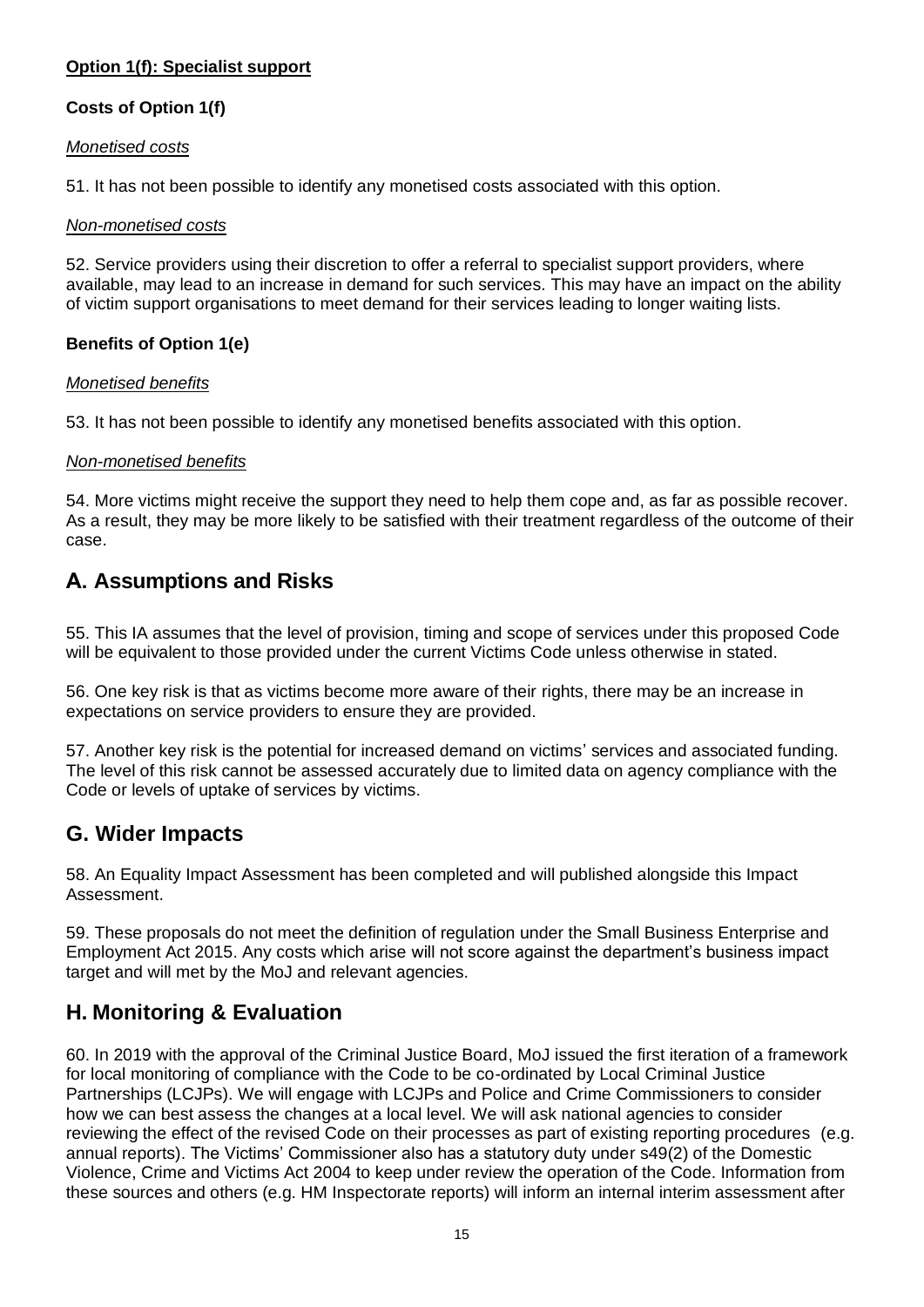**Option 1(f): Specialist support**

**Costs of Option 1(f)**

*Monetised costs*

51. It has not been possible to identify any monetised costs associated with this option.

*Non-monetised costs*

52. Service providers using their discretion to offer a referral to specialist support providers, where available, may lead to an increase in demand for such services. This may have an impact on the ability of victim support organisations to meet demand for their services leading to longer waiting lists.

**Benefits of Option 1(e)**

*Monetised benefits*

53. It has not been possible to identify any monetised benefits associated with this option.

*Non-monetised benefits*

54. More victims might receive the support they need to help them cope and, as far as possible recover. As a result, they may be more likely to be satisfied with their treatment regardless of the outcome of their case.

## A. Assumptions and Risks

55. This IA assumes that the level of provision, timing and scope of services under this proposed Code will be equivalent to those provided under the current Victims Code unless otherwise in stated.

56. One key risk is that as victims become more aware of their rights, there may be an increase in expectations on service providers to ensure they are provided.

57. Another key risk is the potential for increased demand on victims' services and associated funding. The level of this risk cannot be assessed accurately due to limited data on agency compliance with the Code or levels of uptake of services by victims.

## G. Wider Impacts

58. An Equality Impact Assessment has been completed and will published alongside this Impact Assessment.

59. These proposals do not meet the definition of regulation under the Small Business Enterprise and Employment Act 2015. Any costs which arise will not score against the department's business impact target and will met by the MoJ and relevant agencies.

## H. Monitoring & Evaluation

60. In 2019 with the approval of the Criminal Justice Board, MoJ issued the first iteration of a framework for local monitoring of compliance with the Code to be co-ordinated by Local Criminal Justice Partnerships (LCJPs). We will engage with LCJPs and Police and Crime Commissioners to consider how we can best assess the changes at a local level. We will ask national agencies to consider reviewing the effect of the revised Code on their processes as part of existing reporting procedures (e.g. annual reports). The Victims' Commissioner also has a statutory duty under s49(2) of the Domestic Violence, Crime and Victims Act 2004 to keep under review the operation of the Code. Information from these sources and others (e.g. HM Inspectorate reports) will inform an internal interim assessment after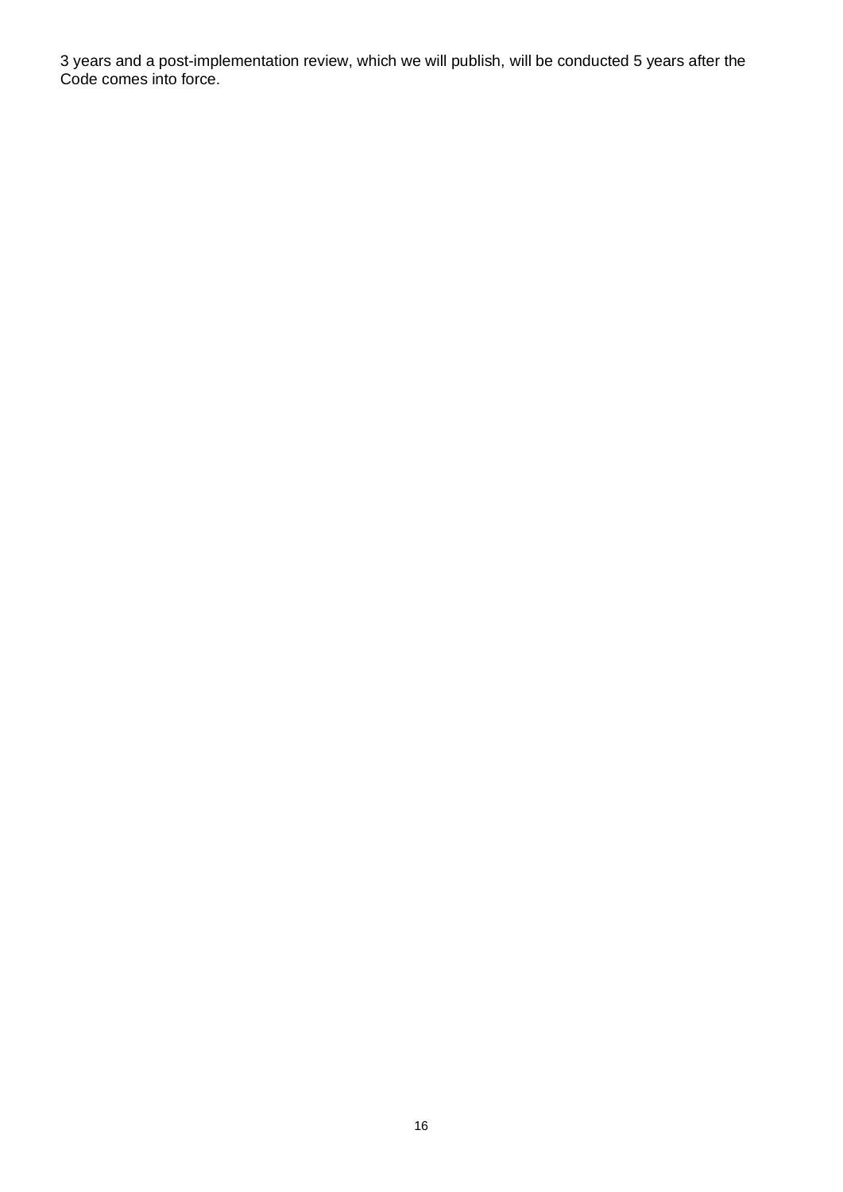3 years and a post-implementation review, which we will publish, will be conducted 5 years after the Code comes into force.